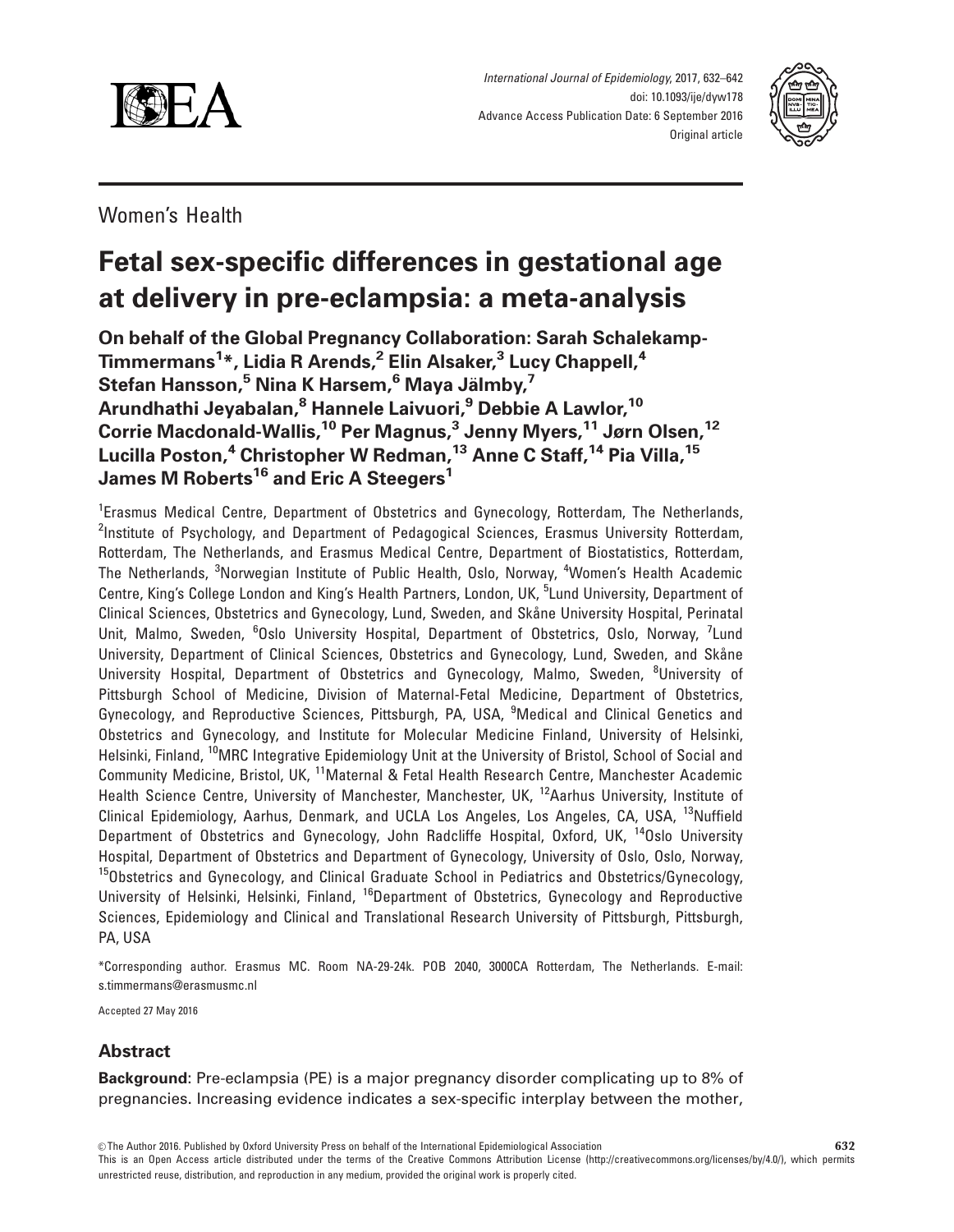Women's Health

# Fetal sex-specific differences in gestational age at delivery in pre-eclampsia: a meta-analysis

**On behalf of the Global Pregnancy Collaboration: Sarah Schalekamp-Timmermans[1]*, Lidia R Arends,[2] Elin Alsaker,[3] Lucy Chappell,[4] Stefan Hansson,[5] Nina K Harsem,[6] Maya Jälmby,[7] Arundhathi Jeyabalan,[8] Hannele Laivuori,[9] Debbie A Lawlor,[10] Corrie Macdonald-Wallis,[10] Per Magnus,[3] Jenny Myers,[11] Jørn Olsen,[12] Lucilla Poston,[4] Christopher W Redman,[13] Anne C Staff,[14] Pia Villa,[15] James M Roberts[16] and Eric A Steegers[1]**

[1]Erasmus Medical Centre, Department of Obstetrics and Gynecology, Rotterdam, The Netherlands, [2]Institute of Psychology, and Department of Pedagogical Sciences, Erasmus University Rotterdam, Rotterdam, The Netherlands, and Erasmus Medical Centre, Department of Biostatistics, Rotterdam, The Netherlands, [3]Norwegian Institute of Public Health, Oslo, Norway, [4]Women's Health Academic Centre, King's College London and King's Health Partners, London, UK, [5]Lund University, Department of Clinical Sciences, Obstetrics and Gynecology, Lund, Sweden, and Skåne University Hospital, Perinatal Unit, Malmo, Sweden, [6]Oslo University Hospital, Department of Obstetrics, Oslo, Norway, [7]Lund University, Department of Clinical Sciences, Obstetrics and Gynecology, Lund, Sweden, and Skåne University Hospital, Department of Obstetrics and Gynecology, Malmo, Sweden, [8]University of Pittsburgh School of Medicine, Division of Maternal-Fetal Medicine, Department of Obstetrics, Gynecology, and Reproductive Sciences, Pittsburgh, PA, USA, [9]Medical and Clinical Genetics and Obstetrics and Gynecology, and Institute for Molecular Medicine Finland, University of Helsinki, Helsinki, Finland, [10]MRC Integrative Epidemiology Unit at the University of Bristol, School of Social and Community Medicine, Bristol, UK, [11]Maternal & Fetal Health Research Centre, Manchester Academic Health Science Centre, University of Manchester, Manchester, UK, [12]Aarhus University, Institute of Clinical Epidemiology, Aarhus, Denmark, and UCLA Los Angeles, Los Angeles, CA, USA, [13]Nuffield Department of Obstetrics and Gynecology, John Radcliffe Hospital, Oxford, UK, [14]Oslo University Hospital, Department of Obstetrics and Department of Gynecology, University of Oslo, Oslo, Norway, [15]Obstetrics and Gynecology, and Clinical Graduate School in Pediatrics and Obstetrics/Gynecology, University of Helsinki, Helsinki, Finland, [16]Department of Obstetrics, Gynecology and Reproductive Sciences, Epidemiology and Clinical and Translational Research University of Pittsburgh, Pittsburgh, PA, USA

*Corresponding author. Erasmus MC. Room NA-29-24k. POB 2040, 3000CA Rotterdam, The Netherlands. E-mail: s.timmermans@erasmusmc.nl

Accepted 27 May 2016

## Abstract

**Background**: Pre-eclampsia (PE) is a major pregnancy disorder complicating up to 8% of pregnancies. Increasing evidence indicates a sex-specific interplay between the mother,

© The Author 2016. Published by Oxford University Press on behalf of the International Epidemiological Association

This is an Open Access article distributed under the terms of the Creative Commons Attribution License (http://creativecommons.org/licenses/by/4.0/), which permits unrestricted reuse, distribution, and reproduction in any medium, provided the original work is properly cited.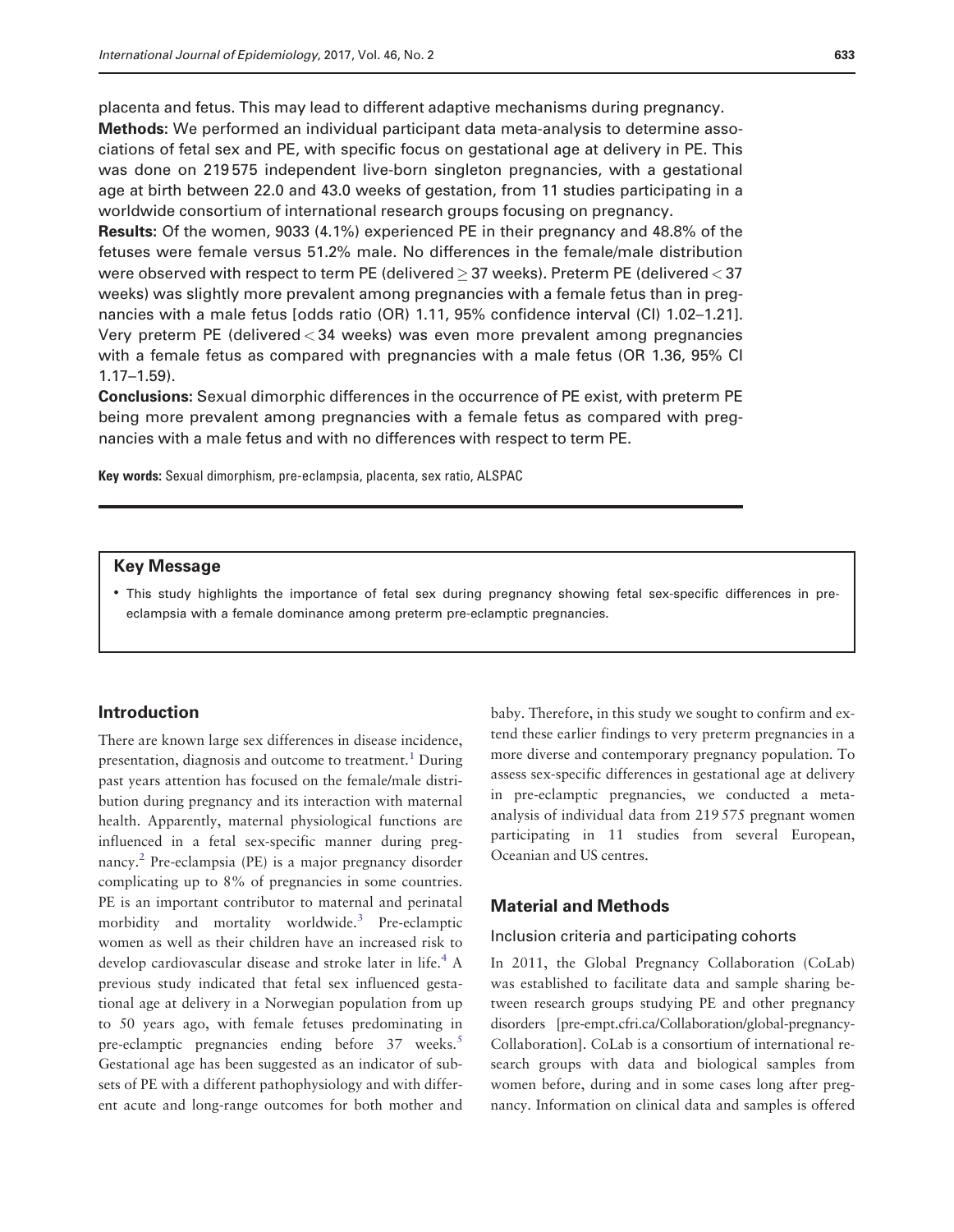placenta and fetus. This may lead to different adaptive mechanisms during pregnancy.

**Methods:** We performed an individual participant data meta-analysis to determine associations of fetal sex and PE, with specific focus on gestational age at delivery in PE. This was done on 219 575 independent live-born singleton pregnancies, with a gestational age at birth between 22.0 and 43.0 weeks of gestation, from 11 studies participating in a worldwide consortium of international research groups focusing on pregnancy.

**Results:** Of the women, 9033 (4.1%) experienced PE in their pregnancy and 48.8% of the fetuses were female versus 51.2% male. No differences in the female/male distribution were observed with respect to term PE (delivered ≥ 37 weeks). Preterm PE (delivered < 37 weeks) was slightly more prevalent among pregnancies with a female fetus than in pregnancies with a male fetus [odds ratio (OR) 1.11, 95% confidence interval (CI) 1.02–1.21]. Very preterm PE (delivered < 34 weeks) was even more prevalent among pregnancies with a female fetus as compared with pregnancies with a male fetus (OR 1.36, 95% CI 1.17–1.59).

**Conclusions:** Sexual dimorphic differences in the occurrence of PE exist, with preterm PE being more prevalent among pregnancies with a female fetus as compared with pregnancies with a male fetus and with no differences with respect to term PE.

**Key words:** Sexual dimorphism, pre-eclampsia, placenta, sex ratio, ALSPAC

**Key Message**

- This study highlights the importance of fetal sex during pregnancy showing fetal sex-specific differences in pre-eclampsia with a female dominance among preterm pre-eclamptic pregnancies.

## Introduction

There are known large sex differences in disease incidence, presentation, diagnosis and outcome to treatment.[1] During past years attention has focused on the female/male distribution during pregnancy and its interaction with maternal health. Apparently, maternal physiological functions are influenced in a fetal sex-specific manner during pregnancy.[2] Pre-eclampsia (PE) is a major pregnancy disorder complicating up to 8% of pregnancies in some countries. PE is an important contributor to maternal and perinatal morbidity and mortality worldwide.[3] Pre-eclamptic women as well as their children have an increased risk to develop cardiovascular disease and stroke later in life.[4] A previous study indicated that fetal sex influenced gestational age at delivery in a Norwegian population from up to 50 years ago, with female fetuses predominating in pre-eclamptic pregnancies ending before 37 weeks.[5] Gestational age has been suggested as an indicator of subsets of PE with a different pathophysiology and with different acute and long-range outcomes for both mother and baby. Therefore, in this study we sought to confirm and extend these earlier findings to very preterm pregnancies in a more diverse and contemporary pregnancy population. To assess sex-specific differences in gestational age at delivery in pre-eclamptic pregnancies, we conducted a meta-analysis of individual data from 219 575 pregnant women participating in 11 studies from several European, Oceanian and US centres.

## Material and Methods

### Inclusion criteria and participating cohorts

In 2011, the Global Pregnancy Collaboration (CoLab) was established to facilitate data and sample sharing between research groups studying PE and other pregnancy disorders [pre-empt.cfri.ca/Collaboration/global-pregnancy-Collaboration]. CoLab is a consortium of international research groups with data and biological samples from women before, during and in some cases long after pregnancy. Information on clinical data and samples is offered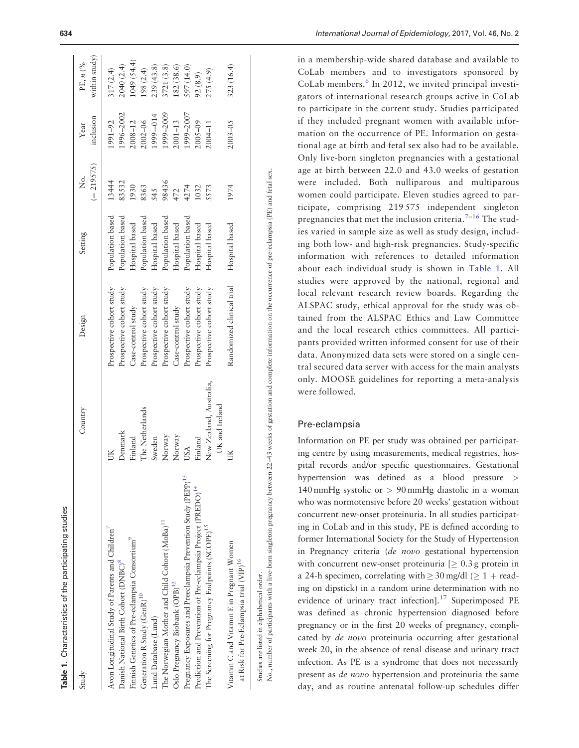**Table 1.** Characteristics of the participating studies

| Study | Country | Design | Setting | No. (= 219575) | Year inclusion | PE, n (% within study) |
|---|---|---|---|---|---|---|
| Avon Longitudinal Study of Parents and Children[7] | UK | Prospective cohort study | Population based | 13444 | 1991–92 | 317 (2.4) |
| Danish National Birth Cohort (DNBC)[8] | Denmark | Prospective cohort study | Population based | 83532 | 1996–2002 | 2040 (2.4) |
| Finnish Genetics of Pre-eclampsia Consortium[9] | Finland | Case-control study | Hospital based | 1930 | 2008–12 | 1049 (54.4) |
| Generation R Study (GenR)[10] | The Netherlands | Prospective cohort study | Population based | 8363 | 2002–06 | 198 (2.4) |
| Lund Database (Lund) | Sweden | Prospective cohort study | Hospital based | 545 | 1999–014 | 239 (43.8) |
| The Norwegian Mother and Child Cohort (MoBa)[11] | Norway | Prospective cohort study | Population based | 98436 | 1999–2009 | 3721 (3.8) |
| Oslo Pregnancy Biobank (OPB)[12] | Norway | Case-control study | Hospital based | 472 | 2001–13 | 182 (38.6) |
| Pregnancy Exposures and Preeclampsia Prevention Study (PEPP)[13] | USA | Prospective cohort study | Population based | 4274 | 1999–2007 | 597 (14.0) |
| Prediction and Prevention of Pre-eclampsia Project (PREDO)[14] | Finland | Prospective cohort study | Hospital based | 1032 | 2005–09 | 92 (8.9) |
| The Screening for Pregnancy Endpoints (SCOPE)[15] | New Zealand, Australia, UK and Ireland | Prospective cohort study | Hospital based | 5573 | 2004–11 | 275 (4.9) |
| Vitamin C and Vitamin E in Pregnant Women at Risk for Pre-Eclampsia trial (VIP)[16] | UK | Randomized clinical trial | Hospital based | 1974 | 2003–05 | 323 (16.4) |

Studies are listed in alphabetical order.

*No.*, number of participants with a live-born singleton pregnancy between 22–43 weeks of gestation and complete information on the occurrence of pre-eclampsia (PE) and fetal sex.

in a membership-wide shared database and available to CoLab members and to investigators sponsored by CoLab members.[6] In 2012, we invited principal investigators of international research groups active in CoLab to participate in the current study. Studies participated if they included pregnant women with available information on the occurrence of PE. Information on gestational age at birth and fetal sex also had to be available. Only live-born singleton pregnancies with a gestational age at birth between 22.0 and 43.0 weeks of gestation were included. Both nulliparous and multiparous women could participate. Eleven studies agreed to participate, comprising 219 575 independent singleton pregnancies that met the inclusion criteria.[7–16] The studies varied in sample size as well as study design, including both low- and high-risk pregnancies. Study-specific information with references to detailed information about each individual study is shown in Table 1. All studies were approved by the national, regional and local relevant research review boards. Regarding the ALSPAC study, ethical approval for the study was obtained from the ALSPAC Ethics and Law Committee and the local research ethics committees. All participants provided written informed consent for use of their data. Anonymized data sets were stored on a single central secured data server with access for the main analysts only. MOOSE guidelines for reporting a meta-analysis were followed.

## Pre-eclampsia

Information on PE per study was obtained per participating centre by using measurements, medical registries, hospital records and/or specific questionnaires. Gestational hypertension was defined as a blood pressure $>$ 140 mmHg systolic or $>$ 90 mmHg diastolic in a woman who was normotensive before 20 weeks' gestation without concurrent new-onset proteinuria. In all studies participating in CoLab and in this study, PE is defined according to former International Society for the Study of Hypertension in Pregnancy criteria (*de novo* gestational hypertension with concurrent new-onset proteinuria [$\geq$ 0.3 g protein in a 24-h specimen, correlating with $\geq$ 30 mg/dl ($\geq$ 1 + reading on dipstick) in a random urine determination with no evidence of urinary tract infection].[17] Superimposed PE was defined as chronic hypertension diagnosed before pregnancy or in the first 20 weeks of pregnancy, complicated by *de novo* proteinuria occurring after gestational week 20, in the absence of renal disease and urinary tract infection. As PE is a syndrome that does not necessarily present as *de novo* hypertension and proteinuria the same day, and as routine antenatal follow-up schedules differ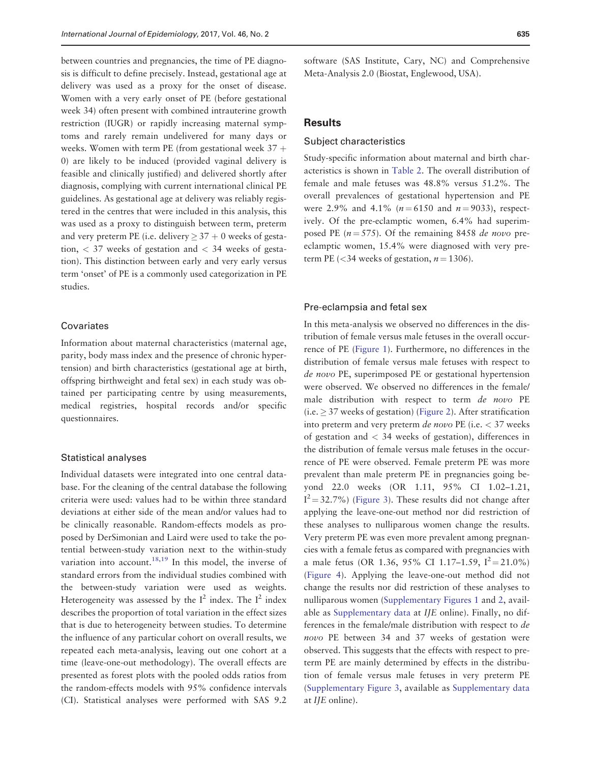between countries and pregnancies, the time of PE diagnosis is difficult to define precisely. Instead, gestational age at delivery was used as a proxy for the onset of disease. Women with a very early onset of PE (before gestational week 34) often present with combined intrauterine growth restriction (IUGR) or rapidly increasing maternal symptoms and rarely remain undelivered for many days or weeks. Women with term PE (from gestational week 37 + 0) are likely to be induced (provided vaginal delivery is feasible and clinically justified) and delivered shortly after diagnosis, complying with current international clinical PE guidelines. As gestational age at delivery was reliably registered in the centres that were included in this analysis, this was used as a proxy to distinguish between term, preterm and very preterm PE (i.e. delivery $\geq 37 + 0$ weeks of gestation, $< 37$ weeks of gestation and $< 34$ weeks of gestation). This distinction between early and very early versus term 'onset' of PE is a commonly used categorization in PE studies.

### Covariates

Information about maternal characteristics (maternal age, parity, body mass index and the presence of chronic hypertension) and birth characteristics (gestational age at birth, offspring birthweight and fetal sex) in each study was obtained per participating centre by using measurements, medical registries, hospital records and/or specific questionnaires.

### Statistical analyses

Individual datasets were integrated into one central database. For the cleaning of the central database the following criteria were used: values had to be within three standard deviations at either side of the mean and/or values had to be clinically reasonable. Random-effects models as proposed by DerSimonian and Laird were used to take the potential between-study variation next to the within-study variation into account.[18,19] In this model, the inverse of standard errors from the individual studies combined with the between-study variation were used as weights. Heterogeneity was assessed by the $I^2$ index. The $I^2$ index describes the proportion of total variation in the effect sizes that is due to heterogeneity between studies. To determine the influence of any particular cohort on overall results, we repeated each meta-analysis, leaving out one cohort at a time (leave-one-out methodology). The overall effects are presented as forest plots with the pooled odds ratios from the random-effects models with 95% confidence intervals (CI). Statistical analyses were performed with SAS 9.2 software (SAS Institute, Cary, NC) and Comprehensive Meta-Analysis 2.0 (Biostat, Englewood, USA).

## Results

### Subject characteristics

Study-specific information about maternal and birth characteristics is shown in Table 2. The overall distribution of female and male fetuses was 48.8% versus 51.2%. The overall prevalences of gestational hypertension and PE were 2.9% and 4.1% ($n = 6150$ and $n = 9033$), respectively. Of the pre-eclamptic women, 6.4% had superimposed PE ($n = 575$). Of the remaining 8458 *de novo* pre-eclamptic women, 15.4% were diagnosed with very preterm PE ($<34$ weeks of gestation, $n = 1306$).

### Pre-eclampsia and fetal sex

In this meta-analysis we observed no differences in the distribution of female versus male fetuses in the overall occurrence of PE (Figure 1). Furthermore, no differences in the distribution of female versus male fetuses with respect to *de novo* PE, superimposed PE or gestational hypertension were observed. We observed no differences in the female/male distribution with respect to term *de novo* PE (i.e. $\geq 37$ weeks of gestation) (Figure 2). After stratification into preterm and very preterm *de novo* PE (i.e. $< 37$ weeks of gestation and $< 34$ weeks of gestation), differences in the distribution of female versus male fetuses in the occurrence of PE were observed. Female preterm PE was more prevalent than male preterm PE in pregnancies going beyond 22.0 weeks (OR 1.11, 95% CI 1.02–1.21, $I^2 = 32.7\%$) (Figure 3). These results did not change after applying the leave-one-out method nor did restriction of these analyses to nulliparous women change the results. Very preterm PE was even more prevalent among pregnancies with a female fetus as compared with pregnancies with a male fetus (OR 1.36, 95% CI 1.17–1.59, $I^2 = 21.0\%$) (Figure 4). Applying the leave-one-out method did not change the results nor did restriction of these analyses to nulliparous women (Supplementary Figures 1 and 2, available as Supplementary data at *IJE* online). Finally, no differences in the female/male distribution with respect to *de novo* PE between 34 and 37 weeks of gestation were observed. This suggests that the effects with respect to preterm PE are mainly determined by effects in the distribution of female versus male fetuses in very preterm PE (Supplementary Figure 3, available as Supplementary data at *IJE* online).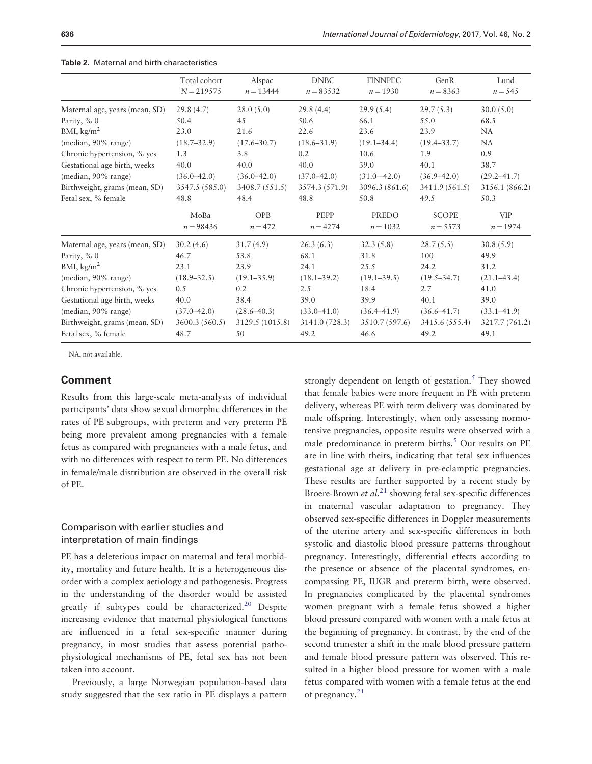**Table 2.** Maternal and birth characteristics

| | Total cohort $N = 219575$ | Alspac $n = 13444$ | DNBC $n = 83532$ | FINNPEC $n = 1930$ | GenR $n = 8363$ | Lund $n = 545$ |
|---|---|---|---|---|---|---|
| Maternal age, years (mean, SD) | 29.8 (4.7) | 28.0 (5.0) | 29.8 (4.4) | 29.9 (5.4) | 29.7 (5.3) | 30.0 (5.0) |
| Parity, % 0 | 50.4 | 45 | 50.6 | 66.1 | 55.0 | 68.5 |
| BMI, kg/m$^2$ | 23.0 | 21.6 | 22.6 | 23.6 | 23.9 | NA |
| (median, 90% range) | (18.7–32.9) | (17.6–30.7) | (18.6–31.9) | (19.1–34.4) | (19.4–33.7) | NA |
| Chronic hypertension, % yes | 1.3 | 3.8 | 0.2 | 10.6 | 1.9 | 0.9 |
| Gestational age birth, weeks | 40.0 | 40.0 | 40.0 | 39.0 | 40.1 | 38.7 |
| (median, 90% range) | (36.0–42.0) | (36.0–42.0) | (37.0–42.0) | (31.0—42.0) | (36.9–42.0) | (29.2–41.7) |
| Birthweight, grams (mean, SD) | 3547.5 (585.0) | 3408.7 (551.5) | 3574.3 (571.9) | 3096.3 (861.6) | 3411.9 (561.5) | 3156.1 (866.2) |
| Fetal sex, % female | 48.8 | 48.4 | 48.8 | 50.8 | 49.5 | 50.3 |
| | **MoBa $n = 98436$** | **OPB $n = 472$** | **PEPP $n = 4274$** | **PREDO $n = 1032$** | **SCOPE $n = 5573$** | **VIP $n = 1974$** |
| Maternal age, years (mean, SD) | 30.2 (4.6) | 31.7 (4.9) | 26.3 (6.3) | 32.3 (5.8) | 28.7 (5.5) | 30.8 (5.9) |
| Parity, % 0 | 46.7 | 53.8 | 68.1 | 31.8 | 100 | 49.9 |
| BMI, kg/m$^2$ | 23.1 | 23.9 | 24.1 | 25.5 | 24.2 | 31.2 |
| (median, 90% range) | (18.9–32.5) | (19.1–35.9) | (18.1–39.2) | (19.1–39.5) | (19.5–34.7) | (21.1–43.4) |
| Chronic hypertension, % yes | 0.5 | 0.2 | 2.5 | 18.4 | 2.7 | 41.0 |
| Gestational age birth, weeks | 40.0 | 38.4 | 39.0 | 39.9 | 40.1 | 39.0 |
| (median, 90% range) | (37.0–42.0) | (28.6–40.3) | (33.0–41.0) | (36.4–41.9) | (36.6–41.7) | (33.1–41.9) |
| Birthweight, grams (mean, SD) | 3600.3 (560.5) | 3129.5 (1015.8) | 3141.0 (728.3) | 3510.7 (597.6) | 3415.6 (555.4) | 3217.7 (761.2) |
| Fetal sex, % female | 48.7 | 50 | 49.2 | 46.6 | 49.2 | 49.1 |

NA, not available.

## Comment

Results from this large-scale meta-analysis of individual participants' data show sexual dimorphic differences in the rates of PE subgroups, with preterm and very preterm PE being more prevalent among pregnancies with a female fetus as compared with pregnancies with a male fetus, and with no differences with respect to term PE. No differences in female/male distribution are observed in the overall risk of PE.

### Comparison with earlier studies and interpretation of main findings

PE has a deleterious impact on maternal and fetal morbidity, mortality and future health. It is a heterogeneous disorder with a complex aetiology and pathogenesis. Progress in the understanding of the disorder would be assisted greatly if subtypes could be characterized.[20] Despite increasing evidence that maternal physiological functions are influenced in a fetal sex-specific manner during pregnancy, in most studies that assess potential pathophysiological mechanisms of PE, fetal sex has not been taken into account.

Previously, a large Norwegian population-based data study suggested that the sex ratio in PE displays a pattern strongly dependent on length of gestation.[5] They showed that female babies were more frequent in PE with preterm delivery, whereas PE with term delivery was dominated by male offspring. Interestingly, when only assessing normotensive pregnancies, opposite results were observed with a male predominance in preterm births.[5] Our results on PE are in line with theirs, indicating that fetal sex influences gestational age at delivery in pre-eclamptic pregnancies. These results are further supported by a recent study by Broere-Brown *et al.*[21] showing fetal sex-specific differences in maternal vascular adaptation to pregnancy. They observed sex-specific differences in Doppler measurements of the uterine artery and sex-specific differences in both systolic and diastolic blood pressure patterns throughout pregnancy. Interestingly, differential effects according to the presence or absence of the placental syndromes, encompassing PE, IUGR and preterm birth, were observed. In pregnancies complicated by the placental syndromes women pregnant with a female fetus showed a higher blood pressure compared with women with a male fetus at the beginning of pregnancy. In contrast, by the end of the second trimester a shift in the male blood pressure pattern and female blood pressure pattern was observed. This resulted in a higher blood pressure for women with a male fetus compared with women with a female fetus at the end of pregnancy.[21]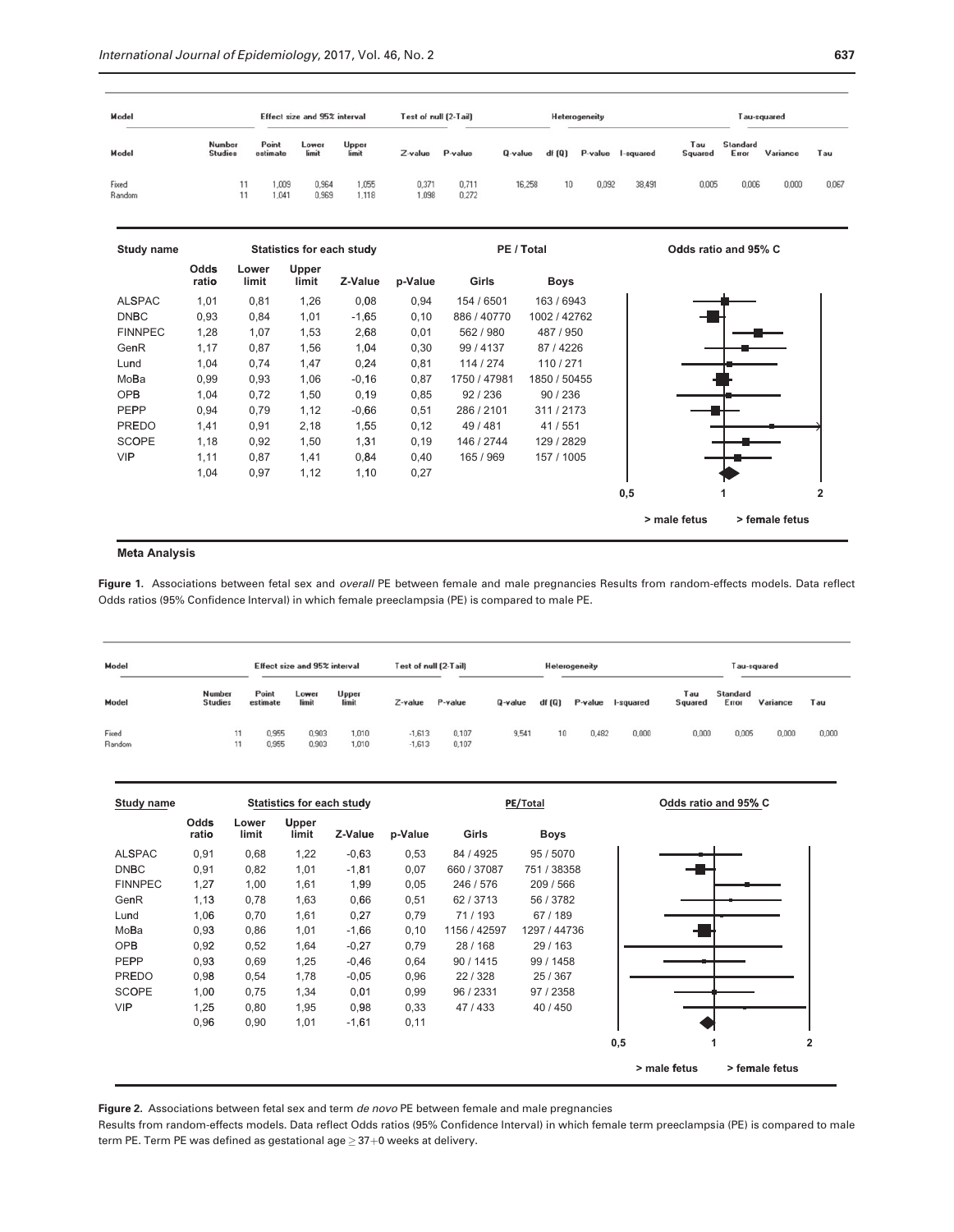| Model | Number Studies | Point estimate | Lower limit | Upper limit | Z-value | P-value | Q-value | df (Q) | P-value | I-squared | Tau Squared | Standard Error | Variance | Tau |
|---|---|---|---|---|---|---|---|---|---|---|---|---|---|---|
| | | Effect size and 95% interval | | | Test of null (2-Tail) | | Heterogeneity | | | | Tau-squared | | | |
| Fixed | 11 | 1,009 | 0,964 | 1,055 | 0,371 | 0,711 | 16,258 | 10 | 0,092 | 38,491 | 0,005 | 0,006 | 0,000 | 0,067 |
| Random | 11 | 1,041 | 0,969 | 1,118 | 1,098 | 0,272 | | | | | | | | |

| Study name | Odds ratio | Lower limit | Upper limit | Z-Value | p-Value | PE / Total Girls | PE / Total Boys |
|---|---|---|---|---|---|---|---|
| ALSPAC | 1,01 | 0,81 | 1,26 | 0,08 | 0,94 | 154 / 6501 | 163 / 6943 |
| DNBC | 0,93 | 0,84 | 1,01 | -1,65 | 0,10 | 886 / 40770 | 1002 / 42762 |
| FINNPEC | 1,28 | 1,07 | 1,53 | 2,68 | 0,01 | 562 / 980 | 487 / 950 |
| GenR | 1,17 | 0,87 | 1,56 | 1,04 | 0,30 | 99 / 4137 | 87 / 4226 |
| Lund | 1,04 | 0,74 | 1,47 | 0,24 | 0,81 | 114 / 274 | 110 / 271 |
| MoBa | 0,99 | 0,93 | 1,06 | -0,16 | 0,87 | 1750 / 47981 | 1850 / 50455 |
| OPB | 1,04 | 0,72 | 1,50 | 0,19 | 0,85 | 92 / 236 | 90 / 236 |
| PEPP | 0,94 | 0,79 | 1,12 | -0,66 | 0,51 | 286 / 2101 | 311 / 2173 |
| PREDO | 1,41 | 0,91 | 2,18 | 1,55 | 0,12 | 49 / 481 | 41 / 551 |
| SCOPE | 1,18 | 0,92 | 1,50 | 1,31 | 0,19 | 146 / 2744 | 129 / 2829 |
| VIP | 1,11 | 0,87 | 1,41 | 0,84 | 0,40 | 165 / 969 | 157 / 1005 |
| | 1,04 | 0,97 | 1,12 | 1,10 | 0,27 | | |

Odds ratio and 95% C — 0,5 · 1 · 2 — > male fetus · > female fetus

Meta Analysis

**Figure 1.** Associations between fetal sex and *overall* PE between female and male pregnancies Results from random-effects models. Data reflect Odds ratios (95% Confidence Interval) in which female preeclampsia (PE) is compared to male PE.

| Model | Number Studies | Point estimate | Lower limit | Upper limit | Z-value | P-value | Q-value | df (Q) | P-value | I-squared | Tau Squared | Standard Error | Variance | Tau |
|---|---|---|---|---|---|---|---|---|---|---|---|---|---|---|
| | | Effect size and 95% interval | | | Test of null (2-Tail) | | Heterogeneity | | | | Tau-squared | | | |
| Fixed | 11 | 0,955 | 0,903 | 1,010 | -1,613 | 0,107 | 9,541 | 10 | 0,482 | 0,000 | 0,000 | 0,005 | 0,000 | 0,000 |
| Random | 11 | 0,955 | 0,903 | 1,010 | -1,613 | 0,107 | | | | | | | | |

| Study name | Odds ratio | Lower limit | Upper limit | Z-Value | p-Value | PE/Total Girls | PE/Total Boys |
|---|---|---|---|---|---|---|---|
| ALSPAC | 0,91 | 0,68 | 1,22 | -0,63 | 0,53 | 84 / 4925 | 95 / 5070 |
| DNBC | 0,91 | 0,82 | 1,01 | -1,81 | 0,07 | 660 / 37087 | 751 / 38358 |
| FINNPEC | 1,27 | 1,00 | 1,61 | 1,99 | 0,05 | 246 / 576 | 209 / 566 |
| GenR | 1,13 | 0,78 | 1,63 | 0,66 | 0,51 | 62 / 3713 | 56 / 3782 |
| Lund | 1,06 | 0,70 | 1,61 | 0,27 | 0,79 | 71 / 193 | 67 / 189 |
| MoBa | 0,93 | 0,86 | 1,01 | -1,66 | 0,10 | 1156 / 42597 | 1297 / 44736 |
| OPB | 0,92 | 0,52 | 1,64 | -0,27 | 0,79 | 28 / 168 | 29 / 163 |
| PEPP | 0,93 | 0,69 | 1,25 | -0,46 | 0,64 | 90 / 1415 | 99 / 1458 |
| PREDO | 0,98 | 0,54 | 1,78 | -0,05 | 0,96 | 22 / 328 | 25 / 367 |
| SCOPE | 1,00 | 0,75 | 1,34 | 0,01 | 0,99 | 96 / 2331 | 97 / 2358 |
| VIP | 1,25 | 0,80 | 1,95 | 0,98 | 0,33 | 47 / 433 | 40 / 450 |
| | 0,96 | 0,90 | 1,01 | -1,61 | 0,11 | | |

Odds ratio and 95% C — 0,5 · 1 · 2 — > male fetus · > female fetus

**Figure 2.** Associations between fetal sex and term *de novo* PE between female and male pregnancies
Results from random-effects models. Data reflect Odds ratios (95% Confidence Interval) in which female term preeclampsia (PE) is compared to male term PE. Term PE was defined as gestational age $\geq 37+0$ weeks at delivery.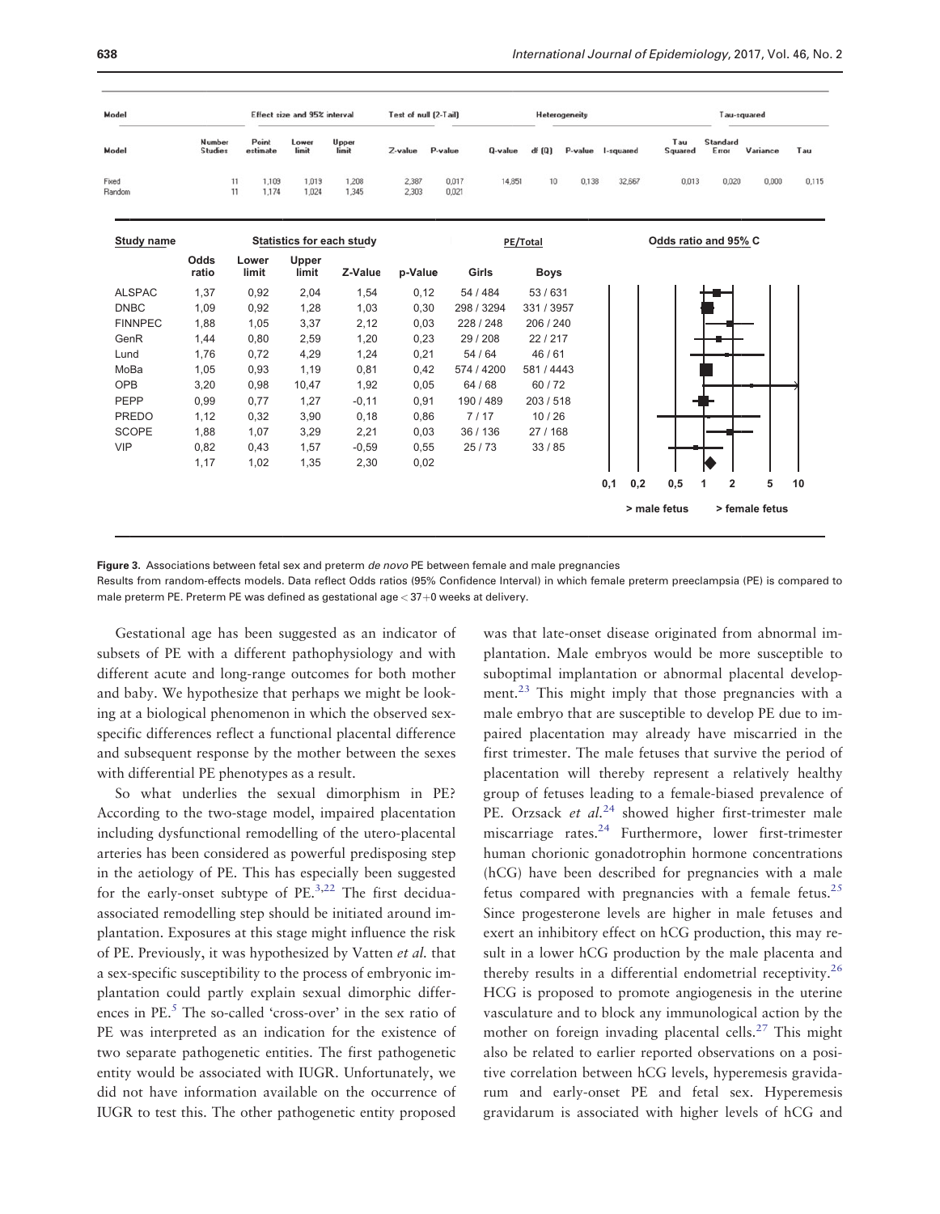| Model | Number Studies | Point estimate | Lower limit | Upper limit | Z-value | P-value | Q-value | df (Q) | P-value | I-squared | Tau Squared | Standard Error | Variance | Tau |
|---|---|---|---|---|---|---|---|---|---|---|---|---|---|---|
| Fixed | 11 | 1,109 | 1,019 | 1,208 | 2,387 | 0,017 | 14,851 | 10 | 0,138 | 32,667 | 0,013 | 0,020 | 0,000 | 0,115 |
| Random | 11 | 1,174 | 1,024 | 1,345 | 2,303 | 0,021 | | | | | | | | |

| Study name | Odds ratio | Lower limit | Upper limit | Z-Value | p-Value | PE/Total Girls | PE/Total Boys |
|---|---|---|---|---|---|---|---|
| ALSPAC | 1,37 | 0,92 | 2,04 | 1,54 | 0,12 | 54 / 484 | 53 / 631 |
| DNBC | 1,09 | 0,92 | 1,28 | 1,03 | 0,30 | 298 / 3294 | 331 / 3957 |
| FINNPEC | 1,88 | 1,05 | 3,37 | 2,12 | 0,03 | 228 / 248 | 206 / 240 |
| GenR | 1,44 | 0,80 | 2,59 | 1,20 | 0,23 | 29 / 208 | 22 / 217 |
| Lund | 1,76 | 0,72 | 4,29 | 1,24 | 0,21 | 54 / 64 | 46 / 61 |
| MoBa | 1,05 | 0,93 | 1,19 | 0,81 | 0,42 | 574 / 4200 | 581 / 4443 |
| OPB | 3,20 | 0,98 | 10,47 | 1,92 | 0,05 | 64 / 68 | 60 / 72 |
| PEPP | 0,99 | 0,77 | 1,27 | -0,11 | 0,91 | 190 / 489 | 203 / 518 |
| PREDO | 1,12 | 0,32 | 3,90 | 0,18 | 0,86 | 7 / 17 | 10 / 26 |
| SCOPE | 1,88 | 1,07 | 3,29 | 2,21 | 0,03 | 36 / 136 | 27 / 168 |
| VIP | 0,82 | 0,43 | 1,57 | -0,59 | 0,55 | 25 / 73 | 33 / 85 |
| | 1,17 | 1,02 | 1,35 | 2,30 | 0,02 | | |

Odds ratio and 95% C: 0,1 0,2 0,5 1 2 5 10; > male fetus, > female fetus

**Figure 3.** Associations between fetal sex and preterm *de novo* PE between female and male pregnancies
Results from random-effects models. Data reflect Odds ratios (95% Confidence Interval) in which female preterm preeclampsia (PE) is compared to male preterm PE. Preterm PE was defined as gestational age < 37+0 weeks at delivery.

Gestational age has been suggested as an indicator of subsets of PE with a different pathophysiology and with different acute and long-range outcomes for both mother and baby. We hypothesize that perhaps we might be looking at a biological phenomenon in which the observed sex-specific differences reflect a functional placental difference and subsequent response by the mother between the sexes with differential PE phenotypes as a result.

So what underlies the sexual dimorphism in PE? According to the two-stage model, impaired placentation including dysfunctional remodelling of the utero-placental arteries has been considered as powerful predisposing step in the aetiology of PE. This has especially been suggested for the early-onset subtype of PE.[3,22] The first decidua-associated remodelling step should be initiated around implantation. Exposures at this stage might influence the risk of PE. Previously, it was hypothesized by Vatten *et al.* that a sex-specific susceptibility to the process of embryonic implantation could partly explain sexual dimorphic differences in PE.[5] The so-called 'cross-over' in the sex ratio of PE was interpreted as an indication for the existence of two separate pathogenetic entities. The first pathogenetic entity would be associated with IUGR. Unfortunately, we did not have information available on the occurrence of IUGR to test this. The other pathogenetic entity proposed was that late-onset disease originated from abnormal implantation. Male embryos would be more susceptible to suboptimal implantation or abnormal placental development.[23] This might imply that those pregnancies with a male embryo that are susceptible to develop PE due to impaired placentation may already have miscarried in the first trimester. The male fetuses that survive the period of placentation will thereby represent a relatively healthy group of fetuses leading to a female-biased prevalence of PE. Orzsack *et al.*[24] showed higher first-trimester male miscarriage rates.[24] Furthermore, lower first-trimester human chorionic gonadotrophin hormone concentrations (hCG) have been described for pregnancies with a male fetus compared with pregnancies with a female fetus.[25] Since progesterone levels are higher in male fetuses and exert an inhibitory effect on hCG production, this may result in a lower hCG production by the male placenta and thereby results in a differential endometrial receptivity.[26] HCG is proposed to promote angiogenesis in the uterine vasculature and to block any immunological action by the mother on foreign invading placental cells.[27] This might also be related to earlier reported observations on a positive correlation between hCG levels, hyperemesis gravidarum and early-onset PE and fetal sex. Hyperemesis gravidarum is associated with higher levels of hCG and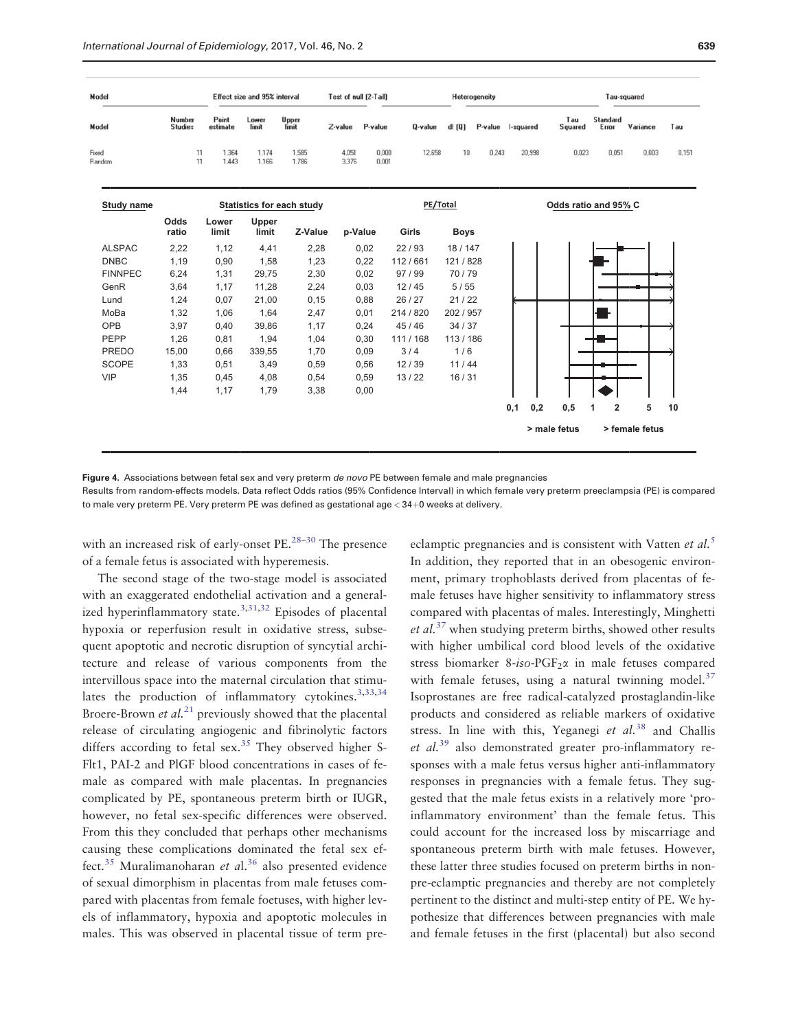| Model | Number Studies | Point estimate | Lower limit | Upper limit | Z-value | P-value | Q-value | df (Q) | P-value | I-squared | Tau Squared | Standard Error | Variance | Tau |
|---|---|---|---|---|---|---|---|---|---|---|---|---|---|---|
| Fixed | 11 | 1.364 | 1.174 | 1.585 | 4.051 | 0.000 | 12.658 | 10 | 0.243 | 20.998 | 0.023 | 0.051 | 0.003 | 0.151 |
| Random | 11 | 1.443 | 1.166 | 1.786 | 3.376 | 0.001 | | | | | | | | |

| Study name | Odds ratio | Lower limit | Upper limit | Z-Value | p-Value | PE/Total Girls | PE/Total Boys |
|---|---|---|---|---|---|---|---|
| ALSPAC | 2,22 | 1,12 | 4,41 | 2,28 | 0,02 | 22 / 93 | 18 / 147 |
| DNBC | 1,19 | 0,90 | 1,58 | 1,23 | 0,22 | 112 / 661 | 121 / 828 |
| FINNPEC | 6,24 | 1,31 | 29,75 | 2,30 | 0,02 | 97 / 99 | 70 / 79 |
| GenR | 3,64 | 1,17 | 11,28 | 2,24 | 0,03 | 12 / 45 | 5 / 55 |
| Lund | 1,24 | 0,07 | 21,00 | 0,15 | 0,88 | 26 / 27 | 21 / 22 |
| MoBa | 1,32 | 1,06 | 1,64 | 2,47 | 0,01 | 214 / 820 | 202 / 957 |
| OPB | 3,97 | 0,40 | 39,86 | 1,17 | 0,24 | 45 / 46 | 34 / 37 |
| PEPP | 1,26 | 0,81 | 1,94 | 1,04 | 0,30 | 111 / 168 | 113 / 186 |
| PREDO | 15,00 | 0,66 | 339,55 | 1,70 | 0,09 | 3 / 4 | 1 / 6 |
| SCOPE | 1,33 | 0,51 | 3,49 | 0,59 | 0,56 | 12 / 39 | 11 / 44 |
| VIP | 1,35 | 0,45 | 4,08 | 0,54 | 0,59 | 13 / 22 | 16 / 31 |
| | 1,44 | 1,17 | 1,79 | 3,38 | 0,00 | | |

Odds ratio and 95% C: 0,1 0,2 0,5 1 2 5 10; > male fetus / > female fetus

**Figure 4.** Associations between fetal sex and very preterm *de novo* PE between female and male pregnancies
Results from random-effects models. Data reflect Odds ratios (95% Confidence Interval) in which female very preterm preeclampsia (PE) is compared to male very preterm PE. Very preterm PE was defined as gestational age < 34+0 weeks at delivery.

with an increased risk of early-onset PE.[28–30] The presence of a female fetus is associated with hyperemesis.

The second stage of the two-stage model is associated with an exaggerated endothelial activation and a generalized hyperinflammatory state.[3,31,32] Episodes of placental hypoxia or reperfusion result in oxidative stress, subsequent apoptotic and necrotic disruption of syncytial architecture and release of various components from the intervillous space into the maternal circulation that stimulates the production of inflammatory cytokines.[3,33,34] Broere-Brown *et al.*[21] previously showed that the placental release of circulating angiogenic and fibrinolytic factors differs according to fetal sex.[35] They observed higher S-Flt1, PAI-2 and PlGF blood concentrations in cases of female as compared with male placentas. In pregnancies complicated by PE, spontaneous preterm birth or IUGR, however, no fetal sex-specific differences were observed. From this they concluded that perhaps other mechanisms causing these complications dominated the fetal sex effect.[35] Muralimanoharan *et a*l.[36] also presented evidence of sexual dimorphism in placentas from male fetuses compared with placentas from female foetuses, with higher levels of inflammatory, hypoxia and apoptotic molecules in males. This was observed in placental tissue of term pre-eclamptic pregnancies and is consistent with Vatten *et al.*[5] In addition, they reported that in an obesogenic environment, primary trophoblasts derived from placentas of female fetuses have higher sensitivity to inflammatory stress compared with placentas of males. Interestingly, Minghetti *et al.*[37] when studying preterm births, showed other results with higher umbilical cord blood levels of the oxidative stress biomarker 8-*iso*-PGF$_2\alpha$ in male fetuses compared with female fetuses, using a natural twinning model.[37] Isoprostanes are free radical-catalyzed prostaglandin-like products and considered as reliable markers of oxidative stress. In line with this, Yeganegi *et al.*[38] and Challis *et al.*[39] also demonstrated greater pro-inflammatory responses with a male fetus versus higher anti-inflammatory responses in pregnancies with a female fetus. They suggested that the male fetus exists in a relatively more 'pro-inflammatory environment' than the female fetus. This could account for the increased loss by miscarriage and spontaneous preterm birth with male fetuses. However, these latter three studies focused on preterm births in non-pre-eclamptic pregnancies and thereby are not completely pertinent to the distinct and multi-step entity of PE. We hypothesize that differences between pregnancies with male and female fetuses in the first (placental) but also second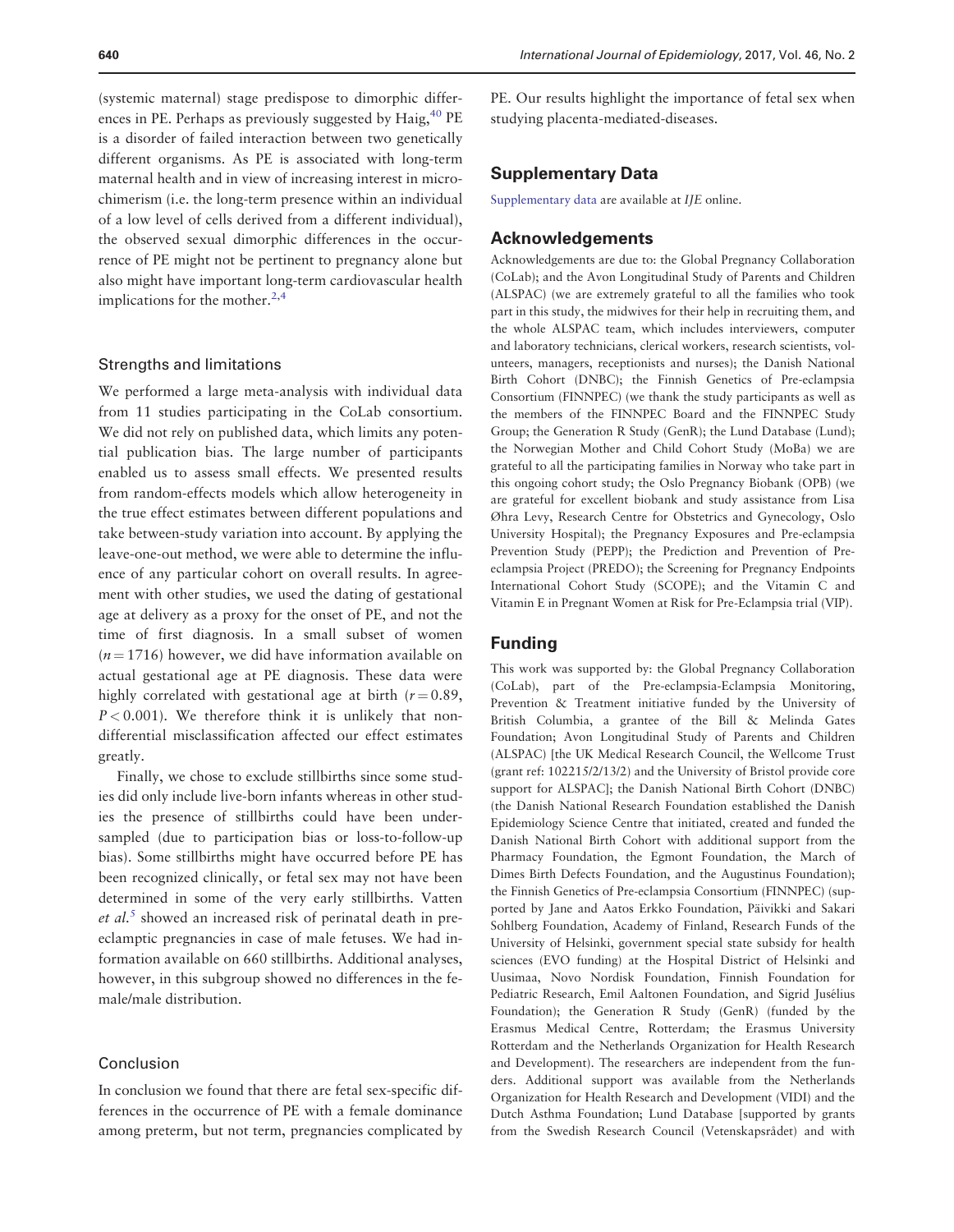(systemic maternal) stage predispose to dimorphic differences in PE. Perhaps as previously suggested by Haig,[40] PE is a disorder of failed interaction between two genetically different organisms. As PE is associated with long-term maternal health and in view of increasing interest in microchimerism (i.e. the long-term presence within an individual of a low level of cells derived from a different individual), the observed sexual dimorphic differences in the occurrence of PE might not be pertinent to pregnancy alone but also might have important long-term cardiovascular health implications for the mother.[2,4]

### Strengths and limitations

We performed a large meta-analysis with individual data from 11 studies participating in the CoLab consortium. We did not rely on published data, which limits any potential publication bias. The large number of participants enabled us to assess small effects. We presented results from random-effects models which allow heterogeneity in the true effect estimates between different populations and take between-study variation into account. By applying the leave-one-out method, we were able to determine the influence of any particular cohort on overall results. In agreement with other studies, we used the dating of gestational age at delivery as a proxy for the onset of PE, and not the time of first diagnosis. In a small subset of women ($n = 1716$) however, we did have information available on actual gestational age at PE diagnosis. These data were highly correlated with gestational age at birth ($r = 0.89$, $P < 0.001$). We therefore think it is unlikely that non-differential misclassification affected our effect estimates greatly.

Finally, we chose to exclude stillbirths since some studies did only include live-born infants whereas in other studies the presence of stillbirths could have been under-sampled (due to participation bias or loss-to-follow-up bias). Some stillbirths might have occurred before PE has been recognized clinically, or fetal sex may not have been determined in some of the very early stillbirths. Vatten *et al.*[5] showed an increased risk of perinatal death in pre-eclamptic pregnancies in case of male fetuses. We had information available on 660 stillbirths. Additional analyses, however, in this subgroup showed no differences in the female/male distribution.

### Conclusion

In conclusion we found that there are fetal sex-specific differences in the occurrence of PE with a female dominance among preterm, but not term, pregnancies complicated by PE. Our results highlight the importance of fetal sex when studying placenta-mediated-diseases.

## Supplementary Data

Supplementary data are available at *IJE* online.

## Acknowledgements

Acknowledgements are due to: the Global Pregnancy Collaboration (CoLab); and the Avon Longitudinal Study of Parents and Children (ALSPAC) (we are extremely grateful to all the families who took part in this study, the midwives for their help in recruiting them, and the whole ALSPAC team, which includes interviewers, computer and laboratory technicians, clerical workers, research scientists, volunteers, managers, receptionists and nurses); the Danish National Birth Cohort (DNBC); the Finnish Genetics of Pre-eclampsia Consortium (FINNPEC) (we thank the study participants as well as the members of the FINNPEC Board and the FINNPEC Study Group; the Generation R Study (GenR); the Lund Database (Lund); the Norwegian Mother and Child Cohort Study (MoBa) we are grateful to all the participating families in Norway who take part in this ongoing cohort study; the Oslo Pregnancy Biobank (OPB) (we are grateful for excellent biobank and study assistance from Lisa Øhra Levy, Research Centre for Obstetrics and Gynecology, Oslo University Hospital); the Pregnancy Exposures and Pre-eclampsia Prevention Study (PEPP); the Prediction and Prevention of Pre-eclampsia Project (PREDO); the Screening for Pregnancy Endpoints International Cohort Study (SCOPE); and the Vitamin C and Vitamin E in Pregnant Women at Risk for Pre-Eclampsia trial (VIP).

## Funding

This work was supported by: the Global Pregnancy Collaboration (CoLab), part of the Pre-eclampsia-Eclampsia Monitoring, Prevention & Treatment initiative funded by the University of British Columbia, a grantee of the Bill & Melinda Gates Foundation; Avon Longitudinal Study of Parents and Children (ALSPAC) [the UK Medical Research Council, the Wellcome Trust (grant ref: 102215/2/13/2) and the University of Bristol provide core support for ALSPAC]; the Danish National Birth Cohort (DNBC) (the Danish National Research Foundation established the Danish Epidemiology Science Centre that initiated, created and funded the Danish National Birth Cohort with additional support from the Pharmacy Foundation, the Egmont Foundation, the March of Dimes Birth Defects Foundation, and the Augustinus Foundation); the Finnish Genetics of Pre-eclampsia Consortium (FINNPEC) (supported by Jane and Aatos Erkko Foundation, Päivikki and Sakari Sohlberg Foundation, Academy of Finland, Research Funds of the University of Helsinki, government special state subsidy for health sciences (EVO funding) at the Hospital District of Helsinki and Uusimaa, Novo Nordisk Foundation, Finnish Foundation for Pediatric Research, Emil Aaltonen Foundation, and Sigrid Jusélius Foundation); the Generation R Study (GenR) (funded by the Erasmus Medical Centre, Rotterdam; the Erasmus University Rotterdam and the Netherlands Organization for Health Research and Development). The researchers are independent from the funders. Additional support was available from the Netherlands Organization for Health Research and Development (VIDI) and the Dutch Asthma Foundation; Lund Database [supported by grants from the Swedish Research Council (Vetenskapsrådet) and with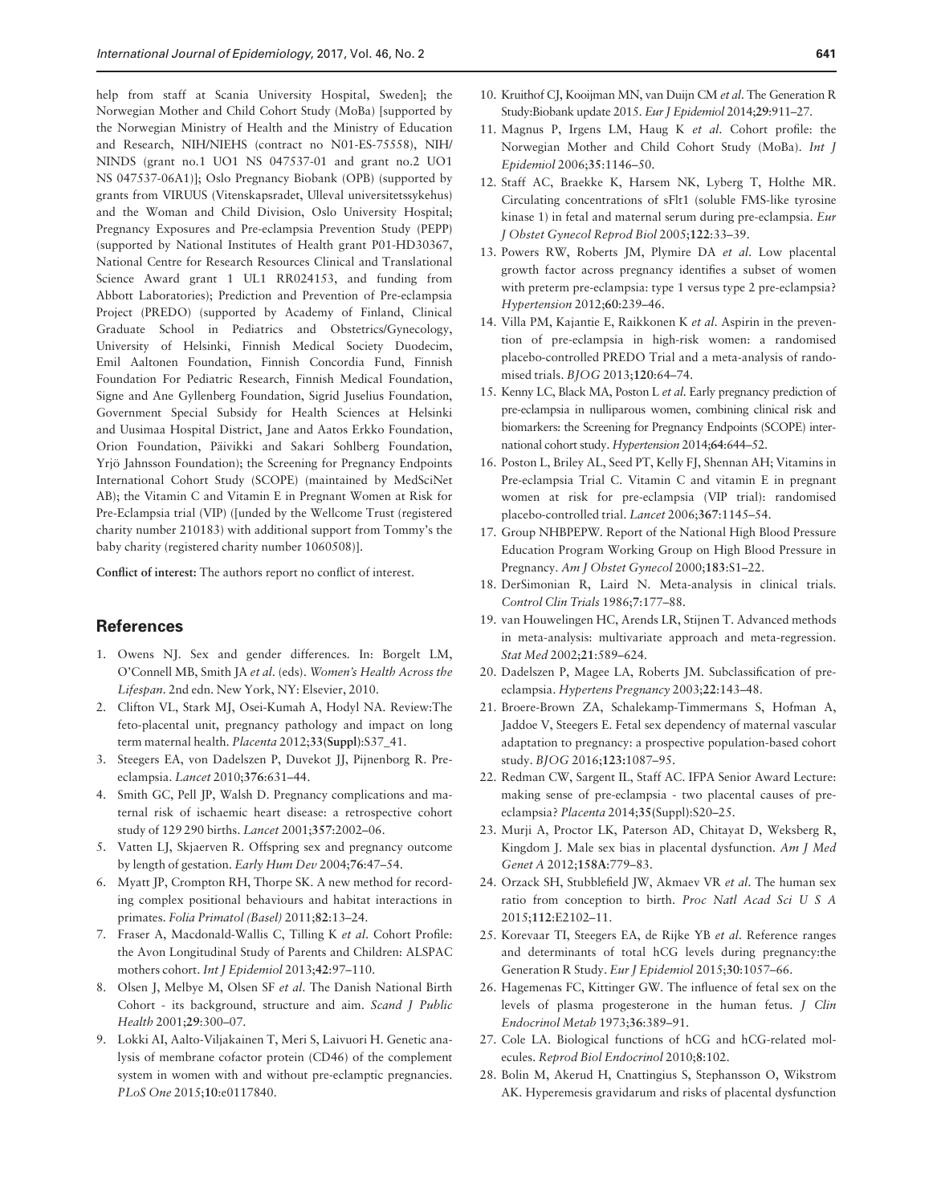help from staff at Scania University Hospital, Sweden]; the Norwegian Mother and Child Cohort Study (MoBa) [supported by the Norwegian Ministry of Health and the Ministry of Education and Research, NIH/NIEHS (contract no N01-ES-75558), NIH/NINDS (grant no.1 UO1 NS 047537-01 and grant no.2 UO1 NS 047537-06A1)]; Oslo Pregnancy Biobank (OPB) (supported by grants from VIRUUS (Vitenskapsradet, Ulleval universitetssykehus) and the Woman and Child Division, Oslo University Hospital; Pregnancy Exposures and Pre-eclampsia Prevention Study (PEPP) (supported by National Institutes of Health grant P01-HD30367, National Centre for Research Resources Clinical and Translational Science Award grant 1 UL1 RR024153, and funding from Abbott Laboratories); Prediction and Prevention of Pre-eclampsia Project (PREDO) (supported by Academy of Finland, Clinical Graduate School in Pediatrics and Obstetrics/Gynecology, University of Helsinki, Finnish Medical Society Duodecim, Emil Aaltonen Foundation, Finnish Concordia Fund, Finnish Foundation For Pediatric Research, Finnish Medical Foundation, Signe and Ane Gyllenberg Foundation, Sigrid Juselius Foundation, Government Special Subsidy for Health Sciences at Helsinki and Uusimaa Hospital District, Jane and Aatos Erkko Foundation, Orion Foundation, Päivikki and Sakari Sohlberg Foundation, Yrjö Jahnsson Foundation); the Screening for Pregnancy Endpoints International Cohort Study (SCOPE) (maintained by MedSciNet AB); the Vitamin C and Vitamin E in Pregnant Women at Risk for Pre-Eclampsia trial (VIP) ([unded by the Wellcome Trust (registered charity number 210183) with additional support from Tommy's the baby charity (registered charity number 1060508)].

**Conflict of interest:** The authors report no conflict of interest.

## References

1. Owens NJ. Sex and gender differences. In: Borgelt LM, O'Connell MB, Smith JA *et al*. (eds). *Women's Health Across the Lifespan*. 2nd edn. New York, NY: Elsevier, 2010.
2. Clifton VL, Stark MJ, Osei-Kumah A, Hodyl NA. Review:The feto-placental unit, pregnancy pathology and impact on long term maternal health. *Placenta* 2012;**33(Suppl)**:S37_41.
3. Steegers EA, von Dadelszen P, Duvekot JJ, Pijnenborg R. Pre-eclampsia. *Lancet* 2010;**376**:631–44.
4. Smith GC, Pell JP, Walsh D. Pregnancy complications and maternal risk of ischaemic heart disease: a retrospective cohort study of 129 290 births. *Lancet* 2001;**357**:2002–06.
5. Vatten LJ, Skjaerven R. Offspring sex and pregnancy outcome by length of gestation. *Early Hum Dev* 2004;**76**:47–54.
6. Myatt JP, Crompton RH, Thorpe SK. A new method for recording complex positional behaviours and habitat interactions in primates. *Folia Primatol (Basel)* 2011;**82**:13–24.
7. Fraser A, Macdonald-Wallis C, Tilling K *et al*. Cohort Profile: the Avon Longitudinal Study of Parents and Children: ALSPAC mothers cohort. *Int J Epidemiol* 2013;**42**:97–110.
8. Olsen J, Melbye M, Olsen SF *et al*. The Danish National Birth Cohort - its background, structure and aim. *Scand J Public Health* 2001;**29**:300–07.
9. Lokki AI, Aalto-Viljakainen T, Meri S, Laivuori H. Genetic analysis of membrane cofactor protein (CD46) of the complement system in women with and without pre-eclamptic pregnancies. *PLoS One* 2015;**10**:e0117840.
10. Kruithof CJ, Kooijman MN, van Duijn CM *et al*. The Generation R Study:Biobank update 2015. *Eur J Epidemiol* 2014;**29**:911–27.
11. Magnus P, Irgens LM, Haug K *et al*. Cohort profile: the Norwegian Mother and Child Cohort Study (MoBa). *Int J Epidemiol* 2006;**35**:1146–50.
12. Staff AC, Braekke K, Harsem NK, Lyberg T, Holthe MR. Circulating concentrations of sFlt1 (soluble FMS-like tyrosine kinase 1) in fetal and maternal serum during pre-eclampsia. *Eur J Obstet Gynecol Reprod Biol* 2005;**122**:33–39.
13. Powers RW, Roberts JM, Plymire DA *et al*. Low placental growth factor across pregnancy identifies a subset of women with preterm pre-eclampsia: type 1 versus type 2 pre-eclampsia? *Hypertension* 2012;**60**:239–46.
14. Villa PM, Kajantie E, Raikkonen K *et al*. Aspirin in the prevention of pre-eclampsia in high-risk women: a randomised placebo-controlled PREDO Trial and a meta-analysis of randomised trials. *BJOG* 2013;**120**:64–74.
15. Kenny LC, Black MA, Poston L *et al*. Early pregnancy prediction of pre-eclampsia in nulliparous women, combining clinical risk and biomarkers: the Screening for Pregnancy Endpoints (SCOPE) international cohort study. *Hypertension* 2014;**64**:644–52.
16. Poston L, Briley AL, Seed PT, Kelly FJ, Shennan AH; Vitamins in Pre-eclampsia Trial C. Vitamin C and vitamin E in pregnant women at risk for pre-eclampsia (VIP trial): randomised placebo-controlled trial. *Lancet* 2006;**367**:1145–54.
17. Group NHBPEPW. Report of the National High Blood Pressure Education Program Working Group on High Blood Pressure in Pregnancy. *Am J Obstet Gynecol* 2000;**183**:S1–22.
18. DerSimonian R, Laird N. Meta-analysis in clinical trials. *Control Clin Trials* 1986;**7**:177–88.
19. van Houwelingen HC, Arends LR, Stijnen T. Advanced methods in meta-analysis: multivariate approach and meta-regression. *Stat Med* 2002;**21**:589–624.
20. Dadelszen P, Magee LA, Roberts JM. Subclassification of pre-eclampsia. *Hypertens Pregnancy* 2003;**22**:143–48.
21. Broere-Brown ZA, Schalekamp-Timmermans S, Hofman A, Jaddoe V, Steegers E. Fetal sex dependency of maternal vascular adaptation to pregnancy: a prospective population-based cohort study. *BJOG* 2016;**123**:1087–95.
22. Redman CW, Sargent IL, Staff AC. IFPA Senior Award Lecture: making sense of pre-eclampsia - two placental causes of pre-eclampsia? *Placenta* 2014;**35**(Suppl):S20–25.
23. Murji A, Proctor LK, Paterson AD, Chitayat D, Weksberg R, Kingdom J. Male sex bias in placental dysfunction. *Am J Med Genet A* 2012;**158A**:779–83.
24. Orzack SH, Stubblefield JW, Akmaev VR *et al*. The human sex ratio from conception to birth. *Proc Natl Acad Sci U S A* 2015;**112**:E2102–11.
25. Korevaar TI, Steegers EA, de Rijke YB *et al*. Reference ranges and determinants of total hCG levels during pregnancy:the Generation R Study. *Eur J Epidemiol* 2015;**30**:1057–66.
26. Hagemenas FC, Kittinger GW. The influence of fetal sex on the levels of plasma progesterone in the human fetus. *J Clin Endocrinol Metab* 1973;**36**:389–91.
27. Cole LA. Biological functions of hCG and hCG-related molecules. *Reprod Biol Endocrinol* 2010;**8**:102.
28. Bolin M, Akerud H, Cnattingius S, Stephansson O, Wikstrom AK. Hyperemesis gravidarum and risks of placental dysfunction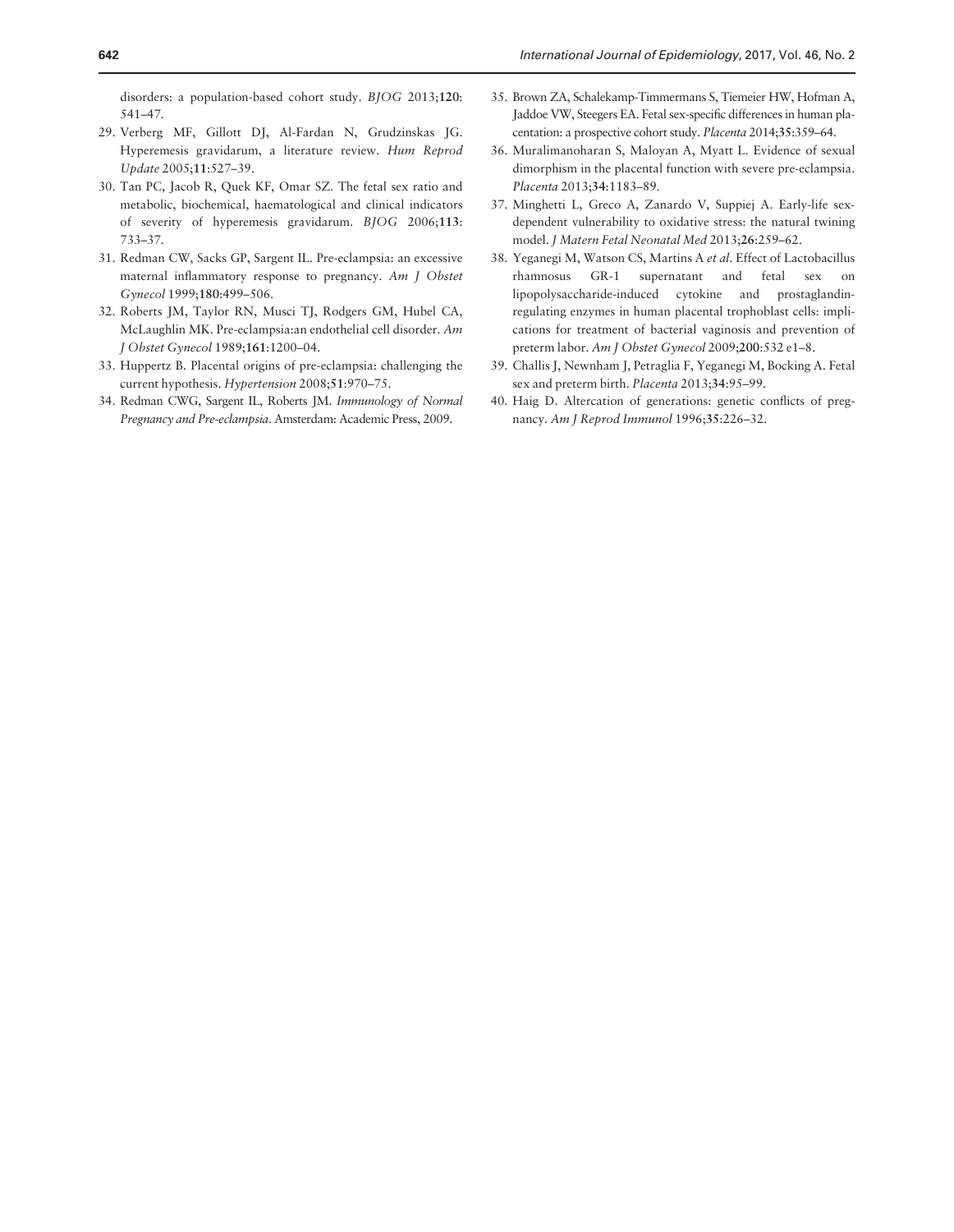disorders: a population-based cohort study. *BJOG* 2013;**120**: 541–47.

29. Verberg MF, Gillott DJ, Al-Fardan N, Grudzinskas JG. Hyperemesis gravidarum, a literature review. *Hum Reprod Update* 2005;**11**:527–39.
30. Tan PC, Jacob R, Quek KF, Omar SZ. The fetal sex ratio and metabolic, biochemical, haematological and clinical indicators of severity of hyperemesis gravidarum. *BJOG* 2006;**113**: 733–37.
31. Redman CW, Sacks GP, Sargent IL. Pre-eclampsia: an excessive maternal inflammatory response to pregnancy. *Am J Obstet Gynecol* 1999;**180**:499–506.
32. Roberts JM, Taylor RN, Musci TJ, Rodgers GM, Hubel CA, McLaughlin MK. Pre-eclampsia:an endothelial cell disorder. *Am J Obstet Gynecol* 1989;**161**:1200–04.
33. Huppertz B. Placental origins of pre-eclampsia: challenging the current hypothesis. *Hypertension* 2008;**51**:970–75.
34. Redman CWG, Sargent IL, Roberts JM. *Immunology of Normal Pregnancy and Pre-eclampsia*. Amsterdam: Academic Press, 2009.
35. Brown ZA, Schalekamp-Timmermans S, Tiemeier HW, Hofman A, Jaddoe VW, Steegers EA. Fetal sex-specific differences in human placentation: a prospective cohort study. *Placenta* 2014;**35**:359–64.
36. Muralimanoharan S, Maloyan A, Myatt L. Evidence of sexual dimorphism in the placental function with severe pre-eclampsia. *Placenta* 2013;**34**:1183–89.
37. Minghetti L, Greco A, Zanardo V, Suppiej A. Early-life sex-dependent vulnerability to oxidative stress: the natural twining model. *J Matern Fetal Neonatal Med* 2013;**26**:259–62.
38. Yeganegi M, Watson CS, Martins A *et al*. Effect of Lactobacillus rhamnosus GR-1 supernatant and fetal sex on lipopolysaccharide-induced cytokine and prostaglandin-regulating enzymes in human placental trophoblast cells: implications for treatment of bacterial vaginosis and prevention of preterm labor. *Am J Obstet Gynecol* 2009;**200**:532 e1–8.
39. Challis J, Newnham J, Petraglia F, Yeganegi M, Bocking A. Fetal sex and preterm birth. *Placenta* 2013;**34**:95–99.
40. Haig D. Altercation of generations: genetic conflicts of pregnancy. *Am J Reprod Immunol* 1996;**35**:226–32.